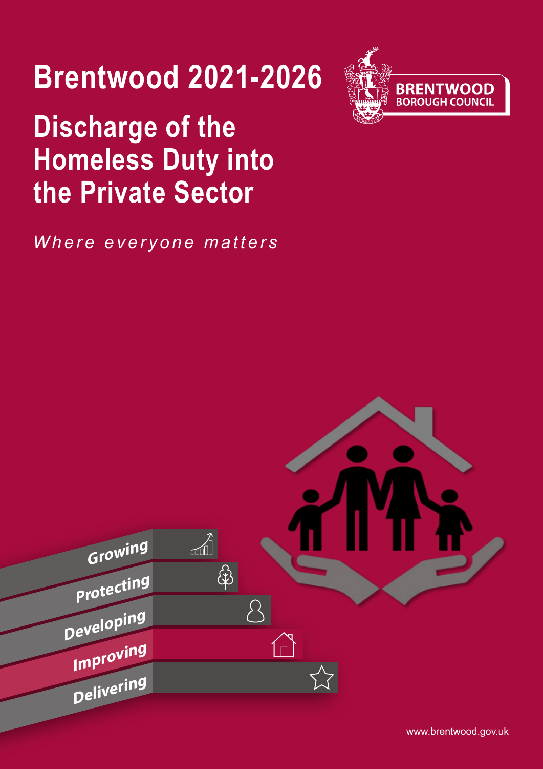# Brentwood 2021-2026

# Discharge of the Homeless Duty into the Private Sector

*Where everyone matters*

BRENTWOOD BOROUGH COUNCIL

Growing
Protecting
Developing
Improving
Delivering

www.brentwood.gov.uk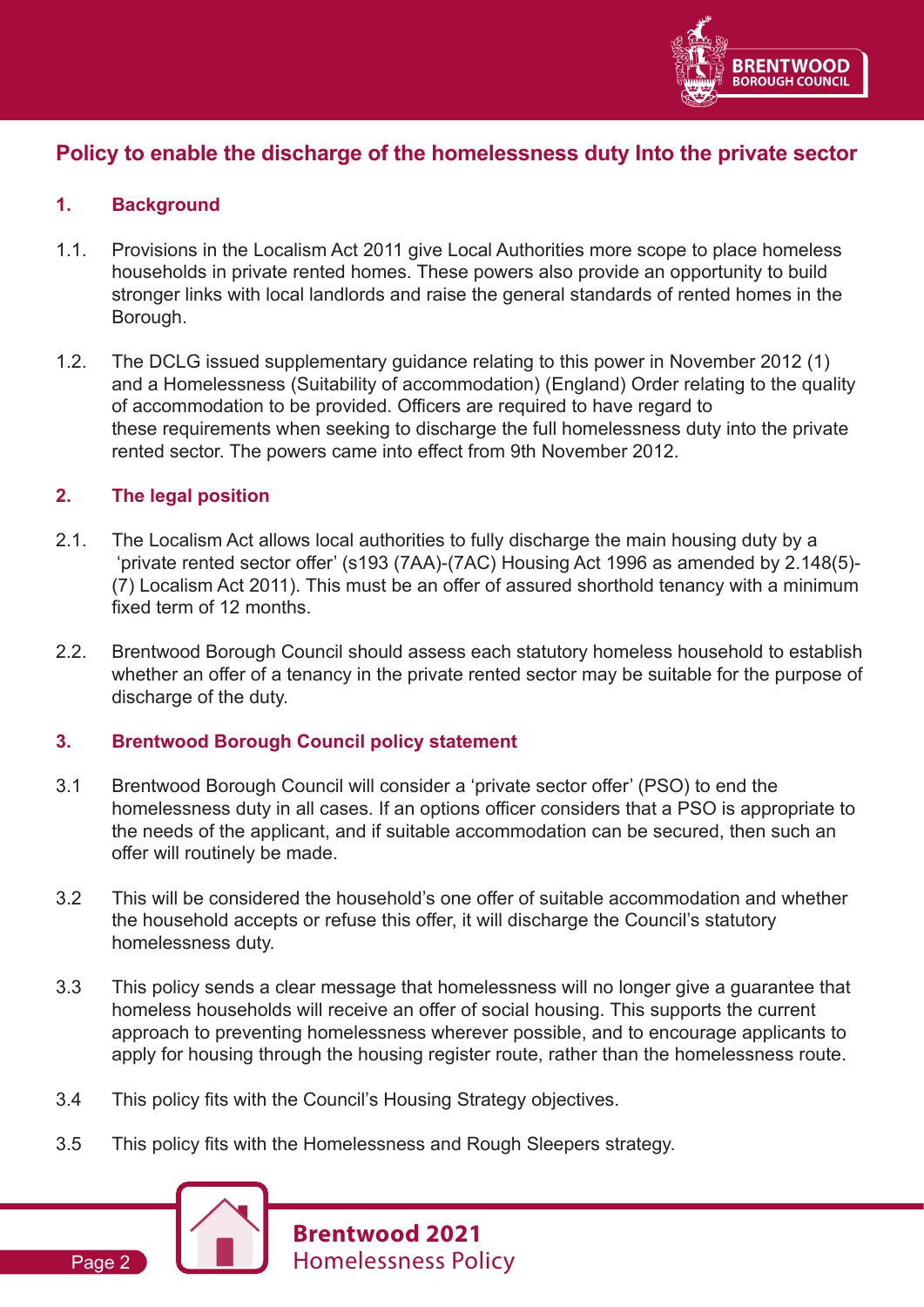## Policy to enable the discharge of the homelessness duty Into the private sector

### 1. Background

1.1. Provisions in the Localism Act 2011 give Local Authorities more scope to place homeless households in private rented homes. These powers also provide an opportunity to build stronger links with local landlords and raise the general standards of rented homes in the Borough.

1.2. The DCLG issued supplementary guidance relating to this power in November 2012 (1) and a Homelessness (Suitability of accommodation) (England) Order relating to the quality of accommodation to be provided. Officers are required to have regard to these requirements when seeking to discharge the full homelessness duty into the private rented sector. The powers came into effect from 9th November 2012.

### 2. The legal position

2.1. The Localism Act allows local authorities to fully discharge the main housing duty by a 'private rented sector offer' (s193 (7AA)-(7AC) Housing Act 1996 as amended by 2.148(5)-(7) Localism Act 2011). This must be an offer of assured shorthold tenancy with a minimum fixed term of 12 months.

2.2. Brentwood Borough Council should assess each statutory homeless household to establish whether an offer of a tenancy in the private rented sector may be suitable for the purpose of discharge of the duty.

### 3. Brentwood Borough Council policy statement

3.1 Brentwood Borough Council will consider a 'private sector offer' (PSO) to end the homelessness duty in all cases. If an options officer considers that a PSO is appropriate to the needs of the applicant, and if suitable accommodation can be secured, then such an offer will routinely be made.

3.2 This will be considered the household's one offer of suitable accommodation and whether the household accepts or refuse this offer, it will discharge the Council's statutory homelessness duty.

3.3 This policy sends a clear message that homelessness will no longer give a guarantee that homeless households will receive an offer of social housing. This supports the current approach to preventing homelessness wherever possible, and to encourage applicants to apply for housing through the housing register route, rather than the homelessness route.

3.4 This policy fits with the Council's Housing Strategy objectives.

3.5 This policy fits with the Homelessness and Rough Sleepers strategy.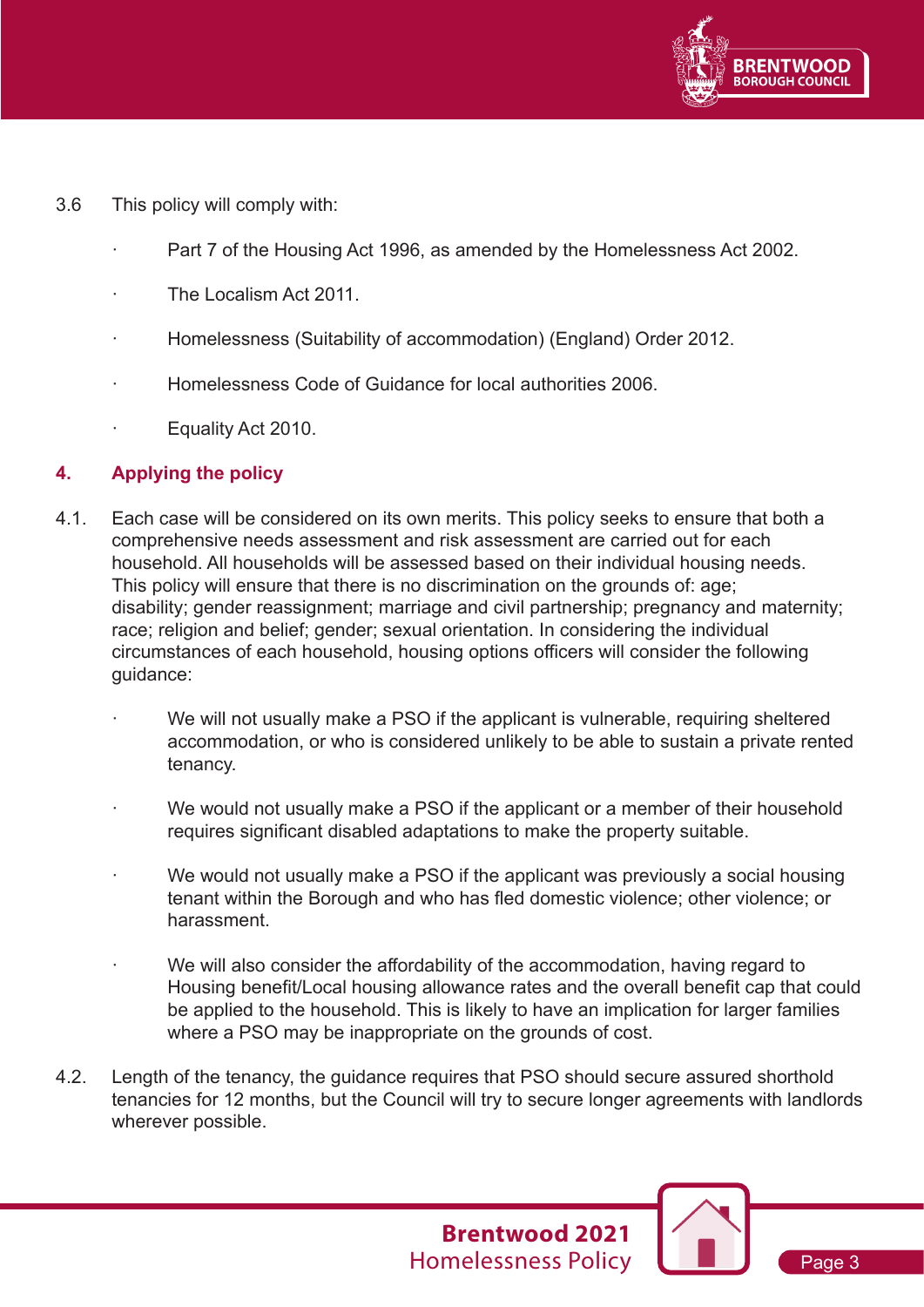3.6 This policy will comply with:

- Part 7 of the Housing Act 1996, as amended by the Homelessness Act 2002.
- The Localism Act 2011.
- Homelessness (Suitability of accommodation) (England) Order 2012.
- Homelessness Code of Guidance for local authorities 2006.
- Equality Act 2010.

## 4. Applying the policy

4.1. Each case will be considered on its own merits. This policy seeks to ensure that both a comprehensive needs assessment and risk assessment are carried out for each household. All households will be assessed based on their individual housing needs. This policy will ensure that there is no discrimination on the grounds of: age; disability; gender reassignment; marriage and civil partnership; pregnancy and maternity; race; religion and belief; gender; sexual orientation. In considering the individual circumstances of each household, housing options officers will consider the following guidance:

- We will not usually make a PSO if the applicant is vulnerable, requiring sheltered accommodation, or who is considered unlikely to be able to sustain a private rented tenancy.
- We would not usually make a PSO if the applicant or a member of their household requires significant disabled adaptations to make the property suitable.
- We would not usually make a PSO if the applicant was previously a social housing tenant within the Borough and who has fled domestic violence; other violence; or harassment.
- We will also consider the affordability of the accommodation, having regard to Housing benefit/Local housing allowance rates and the overall benefit cap that could be applied to the household. This is likely to have an implication for larger families where a PSO may be inappropriate on the grounds of cost.

4.2. Length of the tenancy, the guidance requires that PSO should secure assured shorthold tenancies for 12 months, but the Council will try to secure longer agreements with landlords wherever possible.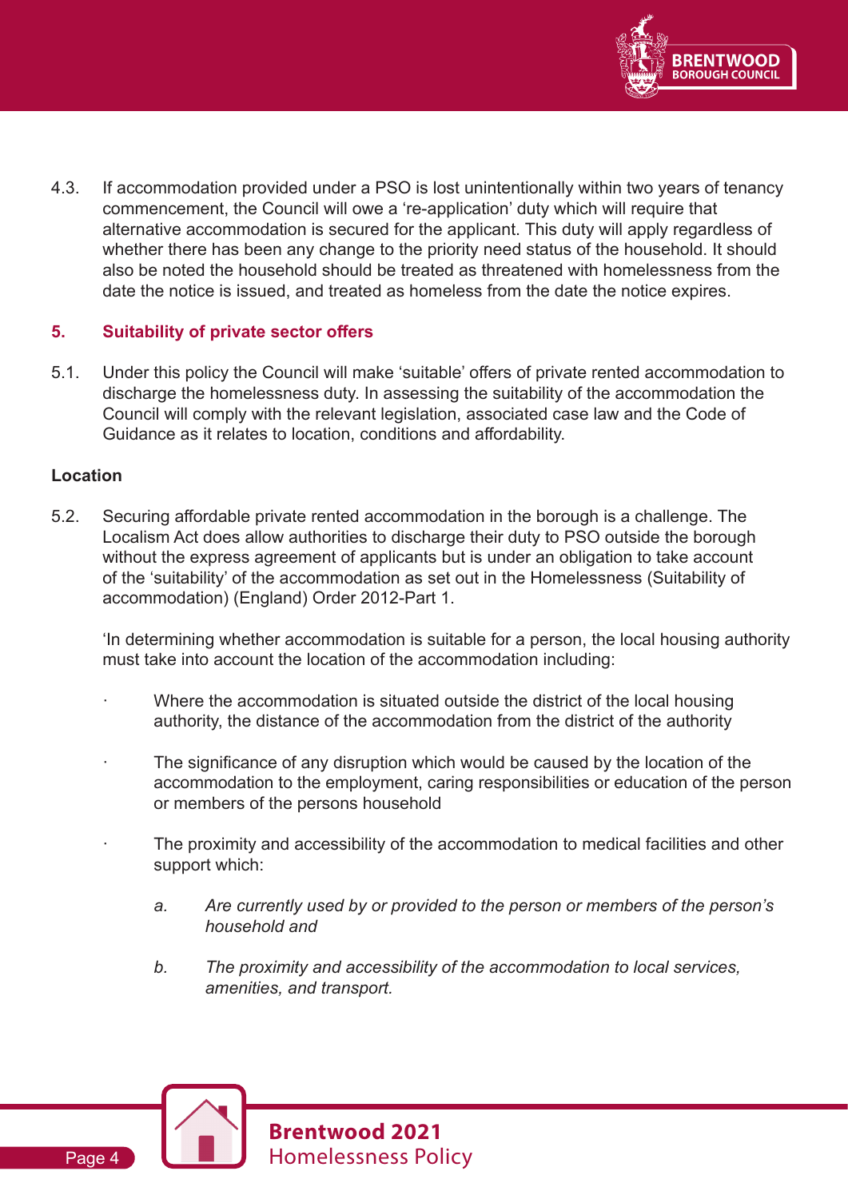4.3. If accommodation provided under a PSO is lost unintentionally within two years of tenancy commencement, the Council will owe a 're-application' duty which will require that alternative accommodation is secured for the applicant. This duty will apply regardless of whether there has been any change to the priority need status of the household. It should also be noted the household should be treated as threatened with homelessness from the date the notice is issued, and treated as homeless from the date the notice expires.

## 5. Suitability of private sector offers

5.1. Under this policy the Council will make 'suitable' offers of private rented accommodation to discharge the homelessness duty. In assessing the suitability of the accommodation the Council will comply with the relevant legislation, associated case law and the Code of Guidance as it relates to location, conditions and affordability.

### Location

5.2. Securing affordable private rented accommodation in the borough is a challenge. The Localism Act does allow authorities to discharge their duty to PSO outside the borough without the express agreement of applicants but is under an obligation to take account of the 'suitability' of the accommodation as set out in the Homelessness (Suitability of accommodation) (England) Order 2012-Part 1.

'In determining whether accommodation is suitable for a person, the local housing authority must take into account the location of the accommodation including:

- Where the accommodation is situated outside the district of the local housing authority, the distance of the accommodation from the district of the authority
- The significance of any disruption which would be caused by the location of the accommodation to the employment, caring responsibilities or education of the person or members of the persons household
- The proximity and accessibility of the accommodation to medical facilities and other support which:

  a. *Are currently used by or provided to the person or members of the person's household and*

  b. *The proximity and accessibility of the accommodation to local services, amenities, and transport.*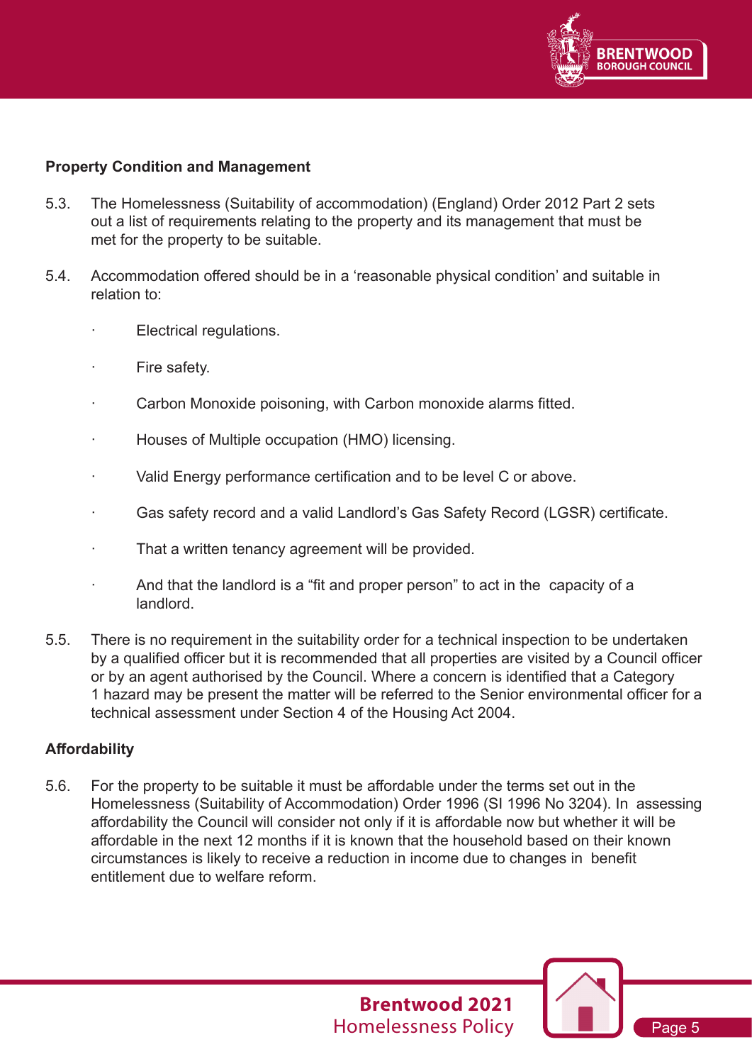**Property Condition and Management**

5.3. The Homelessness (Suitability of accommodation) (England) Order 2012 Part 2 sets out a list of requirements relating to the property and its management that must be met for the property to be suitable.

5.4. Accommodation offered should be in a 'reasonable physical condition' and suitable in relation to:

- Electrical regulations.
- Fire safety.
- Carbon Monoxide poisoning, with Carbon monoxide alarms fitted.
- Houses of Multiple occupation (HMO) licensing.
- Valid Energy performance certification and to be level C or above.
- Gas safety record and a valid Landlord's Gas Safety Record (LGSR) certificate.
- That a written tenancy agreement will be provided.
- And that the landlord is a "fit and proper person" to act in the capacity of a landlord.

5.5. There is no requirement in the suitability order for a technical inspection to be undertaken by a qualified officer but it is recommended that all properties are visited by a Council officer or by an agent authorised by the Council. Where a concern is identified that a Category 1 hazard may be present the matter will be referred to the Senior environmental officer for a technical assessment under Section 4 of the Housing Act 2004.

**Affordability**

5.6. For the property to be suitable it must be affordable under the terms set out in the Homelessness (Suitability of Accommodation) Order 1996 (SI 1996 No 3204). In assessing affordability the Council will consider not only if it is affordable now but whether it will be affordable in the next 12 months if it is known that the household based on their known circumstances is likely to receive a reduction in income due to changes in benefit entitlement due to welfare reform.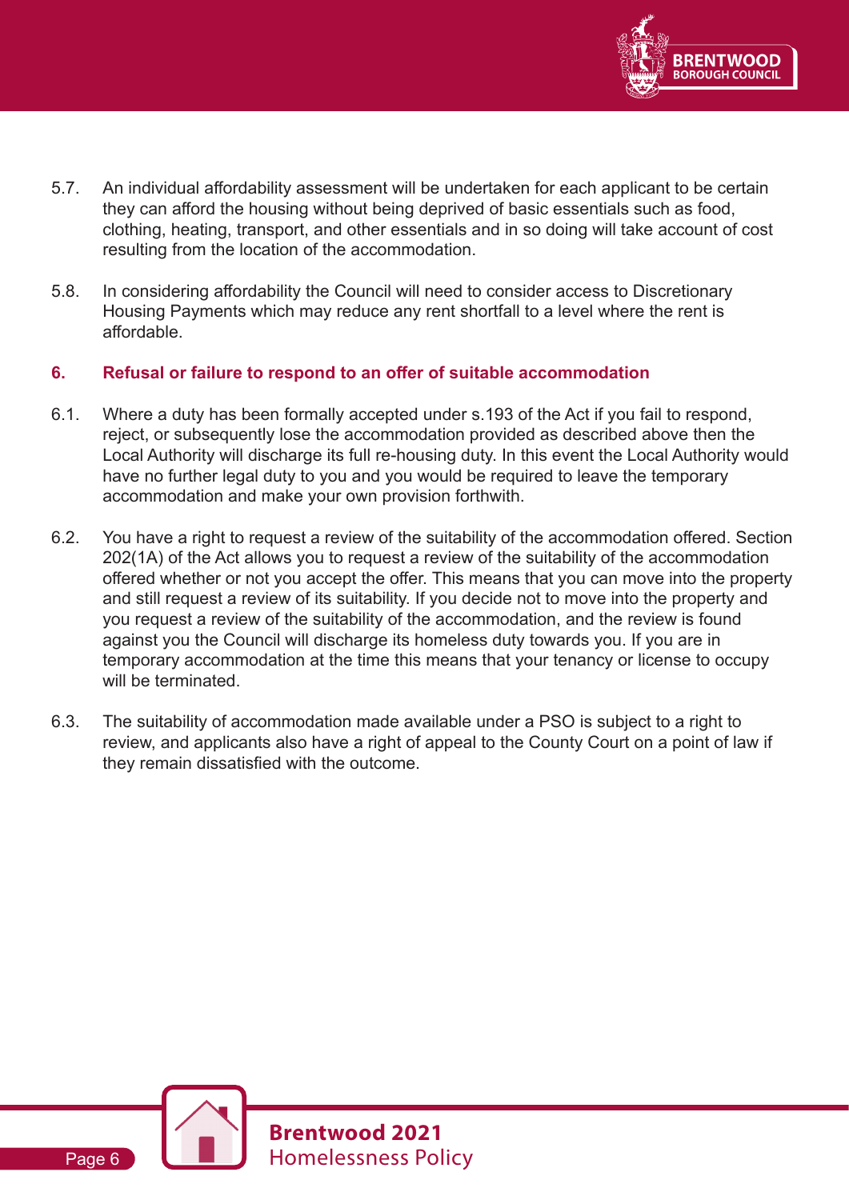5.7. An individual affordability assessment will be undertaken for each applicant to be certain they can afford the housing without being deprived of basic essentials such as food, clothing, heating, transport, and other essentials and in so doing will take account of cost resulting from the location of the accommodation.

5.8. In considering affordability the Council will need to consider access to Discretionary Housing Payments which may reduce any rent shortfall to a level where the rent is affordable.

## 6. Refusal or failure to respond to an offer of suitable accommodation

6.1. Where a duty has been formally accepted under s.193 of the Act if you fail to respond, reject, or subsequently lose the accommodation provided as described above then the Local Authority will discharge its full re-housing duty. In this event the Local Authority would have no further legal duty to you and you would be required to leave the temporary accommodation and make your own provision forthwith.

6.2. You have a right to request a review of the suitability of the accommodation offered. Section 202(1A) of the Act allows you to request a review of the suitability of the accommodation offered whether or not you accept the offer. This means that you can move into the property and still request a review of its suitability. If you decide not to move into the property and you request a review of the suitability of the accommodation, and the review is found against you the Council will discharge its homeless duty towards you. If you are in temporary accommodation at the time this means that your tenancy or license to occupy will be terminated.

6.3. The suitability of accommodation made available under a PSO is subject to a right to review, and applicants also have a right of appeal to the County Court on a point of law if they remain dissatisfied with the outcome.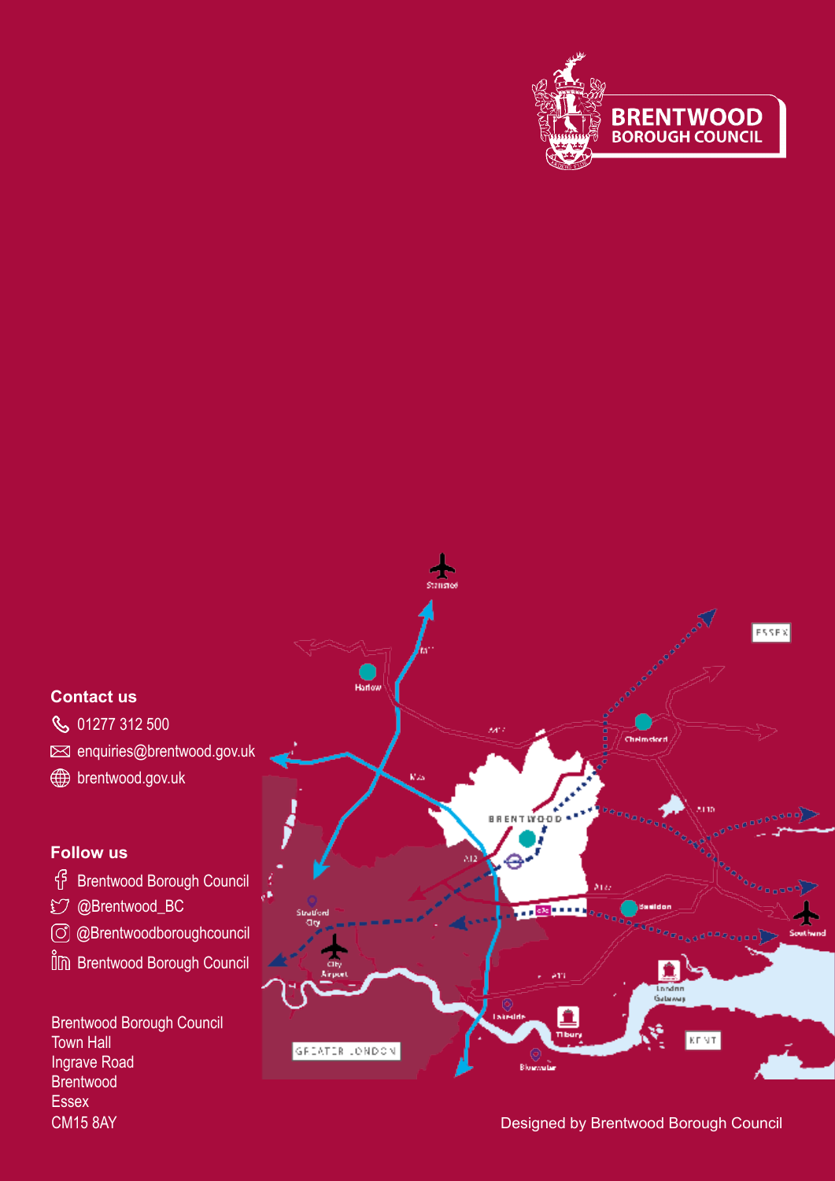BRENTWOOD BOROUGH COUNCIL

## Contact us

01277 312 500

enquiries@brentwood.gov.uk

brentwood.gov.uk

## Follow us

Brentwood Borough Council

@Brentwood_BC

@Brentwoodboroughcouncil

Brentwood Borough Council

Brentwood Borough Council
Town Hall
Ingrave Road
Brentwood
Essex
CM15 8AY

Stansted

M11

Harlow

A414

Chelmsford

ESSEX

M25

BRENTWOOD

A130

M25

A127

Basildon

Stratford City

City Airport

Southend

A13

London Gateway

Lakeside

Tilbury

GREATER LONDON

KENT

Bluewater

Designed by Brentwood Borough Council